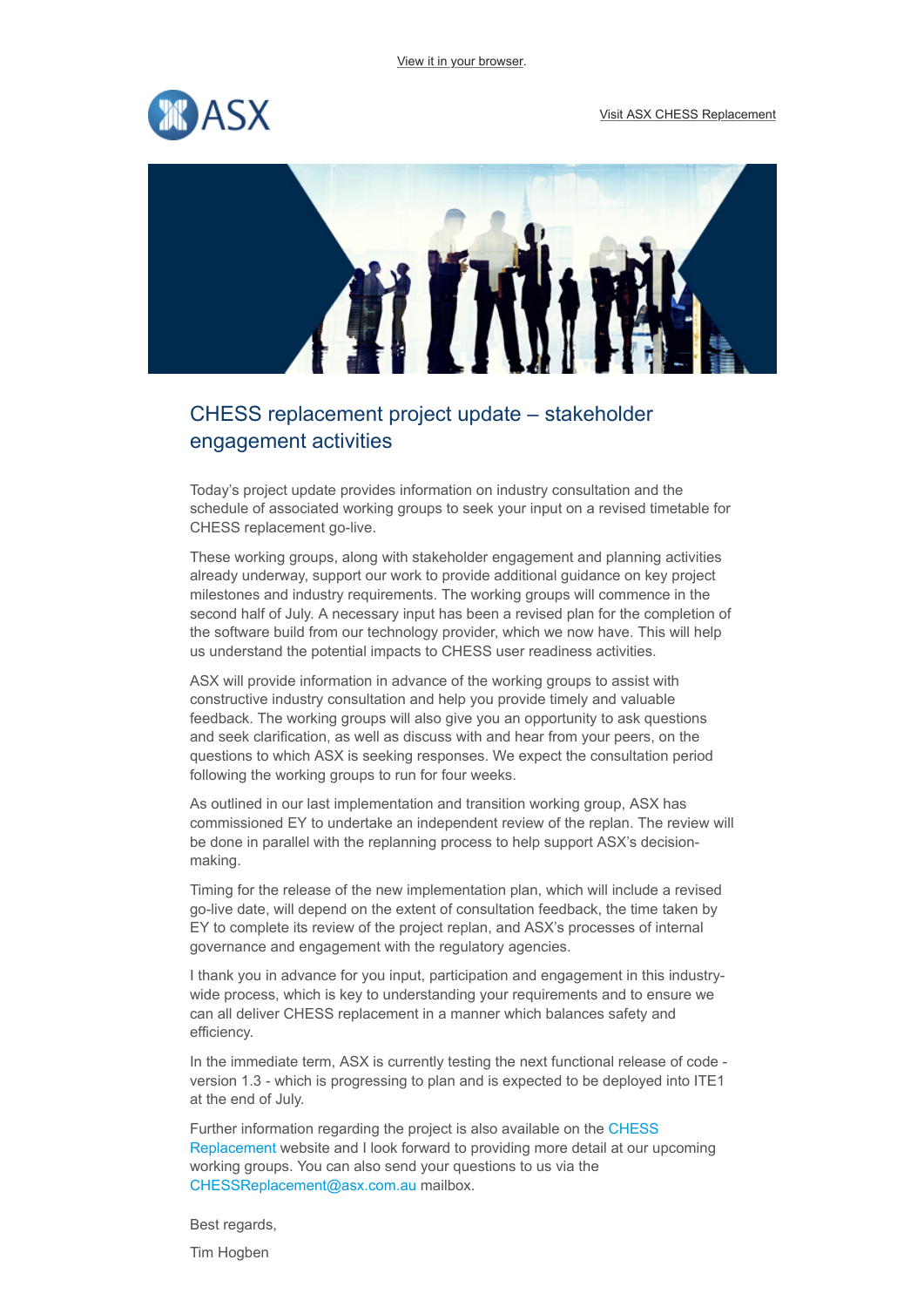View it in your browser.

Visit ASX CHESS Replacement

# CHESS replacement project update – stakeholder engagement activities

Today's project update provides information on industry consultation and the schedule of associated working groups to seek your input on a revised timetable for CHESS replacement go-live.

These working groups, along with stakeholder engagement and planning activities already underway, support our work to provide additional guidance on key project milestones and industry requirements. The working groups will commence in the second half of July. A necessary input has been a revised plan for the completion of the software build from our technology provider, which we now have. This will help us understand the potential impacts to CHESS user readiness activities.

ASX will provide information in advance of the working groups to assist with constructive industry consultation and help you provide timely and valuable feedback. The working groups will also give you an opportunity to ask questions and seek clarification, as well as discuss with and hear from your peers, on the questions to which ASX is seeking responses. We expect the consultation period following the working groups to run for four weeks.

As outlined in our last implementation and transition working group, ASX has commissioned EY to undertake an independent review of the replan. The review will be done in parallel with the replanning process to help support ASX's decision-making.

Timing for the release of the new implementation plan, which will include a revised go-live date, will depend on the extent of consultation feedback, the time taken by EY to complete its review of the project replan, and ASX's processes of internal governance and engagement with the regulatory agencies.

I thank you in advance for you input, participation and engagement in this industry-wide process, which is key to understanding your requirements and to ensure we can all deliver CHESS replacement in a manner which balances safety and efficiency.

In the immediate term, ASX is currently testing the next functional release of code - version 1.3 - which is progressing to plan and is expected to be deployed into ITE1 at the end of July.

Further information regarding the project is also available on the CHESS Replacement website and I look forward to providing more detail at our upcoming working groups. You can also send your questions to us via the CHESSReplacement@asx.com.au mailbox.

Best regards,

Tim Hogben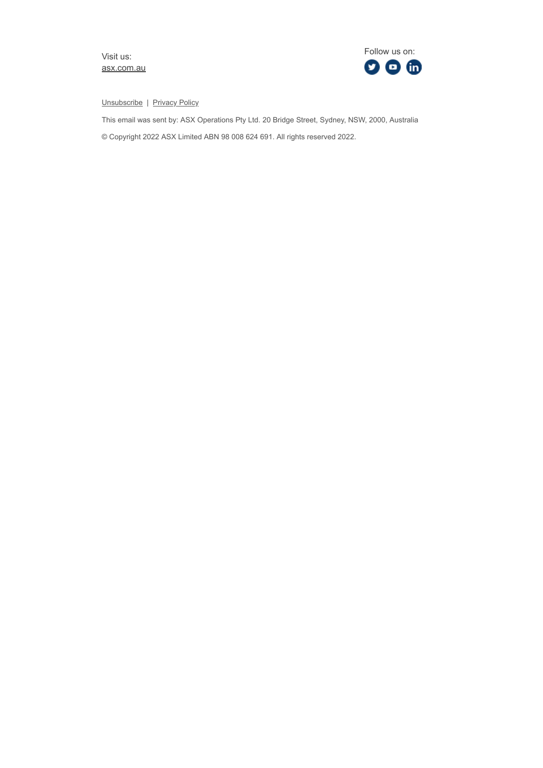Visit us:
asx.com.au

Follow us on:

Unsubscribe | Privacy Policy

This email was sent by: ASX Operations Pty Ltd. 20 Bridge Street, Sydney, NSW, 2000, Australia

© Copyright 2022 ASX Limited ABN 98 008 624 691. All rights reserved 2022.